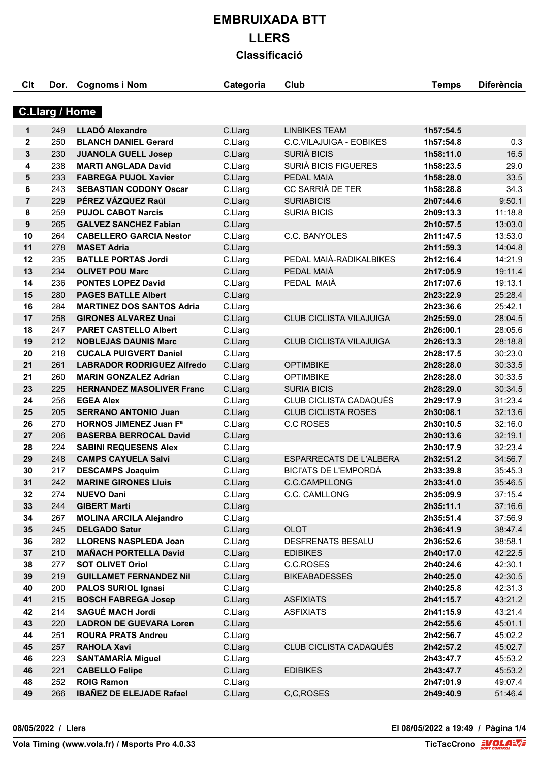# EMBRUIXADA BTT

# LLERS

## Classificació

### C.Llarg / Home

| Clt | Dor. | Cognoms i Nom | Categoria | Club | Temps | Diferència |
|---|---|---|---|---|---|---|
| 1 | 249 | **LLADÓ Alexandre** | C.Llarg | LINBIKES TEAM | **1h57:54.5** | |
| 2 | 250 | **BLANCH DANIEL Gerard** | C.Llarg | C.C.VILAJUIGA - EOBIKES | **1h57:54.8** | 0.3 |
| 3 | 230 | **JUANOLA GUELL Josep** | C.Llarg | SURIÀ BICIS | **1h58:11.0** | 16.5 |
| 4 | 238 | **MARTI ANGLADA David** | C.Llarg | SURIÀ BICIS FIGUERES | **1h58:23.5** | 29.0 |
| 5 | 233 | **FABREGA PUJOL Xavier** | C.Llarg | PEDAL MAIA | **1h58:28.0** | 33.5 |
| 6 | 243 | **SEBASTIAN CODONY Oscar** | C.Llarg | CC SARRIÀ DE TER | **1h58:28.8** | 34.3 |
| 7 | 229 | **PÉREZ VÁZQUEZ Raúl** | C.Llarg | SURIABICIS | **2h07:44.6** | 9:50.1 |
| 8 | 259 | **PUJOL CABOT Narcis** | C.Llarg | SURIA BICIS | **2h09:13.3** | 11:18.8 |
| 9 | 265 | **GALVEZ SANCHEZ Fabian** | C.Llarg | | **2h10:57.5** | 13:03.0 |
| 10 | 264 | **CABELLERO GARCIA Nestor** | C.Llarg | C.C. BANYOLES | **2h11:47.5** | 13:53.0 |
| 11 | 278 | **MASET Adria** | C.Llarg | | **2h11:59.3** | 14:04.8 |
| 12 | 235 | **BATLLE PORTAS Jordi** | C.Llarg | PEDAL MAIÀ-RADIKALBIKES | **2h12:16.4** | 14:21.9 |
| 13 | 234 | **OLIVET POU Marc** | C.Llarg | PEDAL MAIÀ | **2h17:05.9** | 19:11.4 |
| 14 | 236 | **PONTES LOPEZ David** | C.Llarg | PEDAL MAIÀ | **2h17:07.6** | 19:13.1 |
| 15 | 280 | **PAGES BATLLE Albert** | C.Llarg | | **2h23:22.9** | 25:28.4 |
| 16 | 284 | **MARTINEZ DOS SANTOS Adria** | C.Llarg | | **2h23:36.6** | 25:42.1 |
| 17 | 258 | **GIRONES ALVAREZ Unai** | C.Llarg | CLUB CICLISTA VILAJUIGA | **2h25:59.0** | 28:04.5 |
| 18 | 247 | **PARET CASTELLO Albert** | C.Llarg | | **2h26:00.1** | 28:05.6 |
| 19 | 212 | **NOBLEJAS DAUNIS Marc** | C.Llarg | CLUB CICLISTA VILAJUIGA | **2h26:13.3** | 28:18.8 |
| 20 | 218 | **CUCALA PUIGVERT Daniel** | C.Llarg | | **2h28:17.5** | 30:23.0 |
| 21 | 261 | **LABRADOR RODRIGUEZ Alfredo** | C.Llarg | OPTIMBIKE | **2h28:28.0** | 30:33.5 |
| 21 | 260 | **MARIN GONZALEZ Adrian** | C.Llarg | OPTIMBIKE | **2h28:28.0** | 30:33.5 |
| 23 | 225 | **HERNANDEZ MASOLIVER Franc** | C.Llarg | SURIA BICIS | **2h28:29.0** | 30:34.5 |
| 24 | 256 | **EGEA Alex** | C.Llarg | CLUB CICLISTA CADAQUÉS | **2h29:17.9** | 31:23.4 |
| 25 | 205 | **SERRANO ANTONIO Juan** | C.Llarg | CLUB CICLISTA ROSES | **2h30:08.1** | 32:13.6 |
| 26 | 270 | **HORNOS JIMENEZ Juan Fª** | C.Llarg | C.C ROSES | **2h30:10.5** | 32:16.0 |
| 27 | 206 | **BASERBA BERROCAL David** | C.Llarg | | **2h30:13.6** | 32:19.1 |
| 28 | 224 | **SABINI REQUESENS Alex** | C.Llarg | | **2h30:17.9** | 32:23.4 |
| 29 | 248 | **CAMPS CAYUELA Salvi** | C.Llarg | ESPARRECATS DE L'ALBERA | **2h32:51.2** | 34:56.7 |
| 30 | 217 | **DESCAMPS Joaquim** | C.Llarg | BICI'ATS DE L'EMPORDÀ | **2h33:39.8** | 35:45.3 |
| 31 | 242 | **MARINE GIRONES Lluis** | C.Llarg | C.C.CAMPLLONG | **2h33:41.0** | 35:46.5 |
| 32 | 274 | **NUEVO Dani** | C.Llarg | C.C. CAMLLONG | **2h35:09.9** | 37:15.4 |
| 33 | 244 | **GIBERT Martí** | C.Llarg | | **2h35:11.1** | 37:16.6 |
| 34 | 267 | **MOLINA ARCILA Alejandro** | C.Llarg | | **2h35:51.4** | 37:56.9 |
| 35 | 245 | **DELGADO Satur** | C.Llarg | OLOT | **2h36:41.9** | 38:47.4 |
| 36 | 282 | **LLORENS NASPLEDA Joan** | C.Llarg | DESFRENATS BESALU | **2h36:52.6** | 38:58.1 |
| 37 | 210 | **MAÑACH PORTELLA David** | C.Llarg | EDIBIKES | **2h40:17.0** | 42:22.5 |
| 38 | 277 | **SOT OLIVET Oriol** | C.Llarg | C.C.ROSES | **2h40:24.6** | 42:30.1 |
| 39 | 219 | **GUILLAMET FERNANDEZ Nil** | C.Llarg | BIKEABADESSES | **2h40:25.0** | 42:30.5 |
| 40 | 200 | **PALOS SURIOL Ignasi** | C.Llarg | | **2h40:25.8** | 42:31.3 |
| 41 | 215 | **BOSCH FABREGA Josep** | C.Llarg | ASFIXIATS | **2h41:15.7** | 43:21.2 |
| 42 | 214 | **SAGUÉ MACH Jordi** | C.Llarg | ASFIXIATS | **2h41:15.9** | 43:21.4 |
| 43 | 220 | **LADRON DE GUEVARA Loren** | C.Llarg | | **2h42:55.6** | 45:01.1 |
| 44 | 251 | **ROURA PRATS Andreu** | C.Llarg | | **2h42:56.7** | 45:02.2 |
| 45 | 257 | **RAHOLA Xavi** | C.Llarg | CLUB CICLISTA CADAQUÉS | **2h42:57.2** | 45:02.7 |
| 46 | 223 | **SANTAMARÍA Miguel** | C.Llarg | | **2h43:47.7** | 45:53.2 |
| 46 | 221 | **CABELLO Felipe** | C.Llarg | EDIBIKES | **2h43:47.7** | 45:53.2 |
| 48 | 252 | **ROIG Ramon** | C.Llarg | | **2h47:01.9** | 49:07.4 |
| 49 | 266 | **IBAÑEZ DE ELEJADE Rafael** | C.Llarg | C,C,ROSES | **2h49:40.9** | 51:46.4 |

**08/05/2022 / Llers** — **El 08/05/2022 a 19:49**

**Vola Timing (www.vola.fr) / Msports Pro 4.0.33** — **TicTacCrono**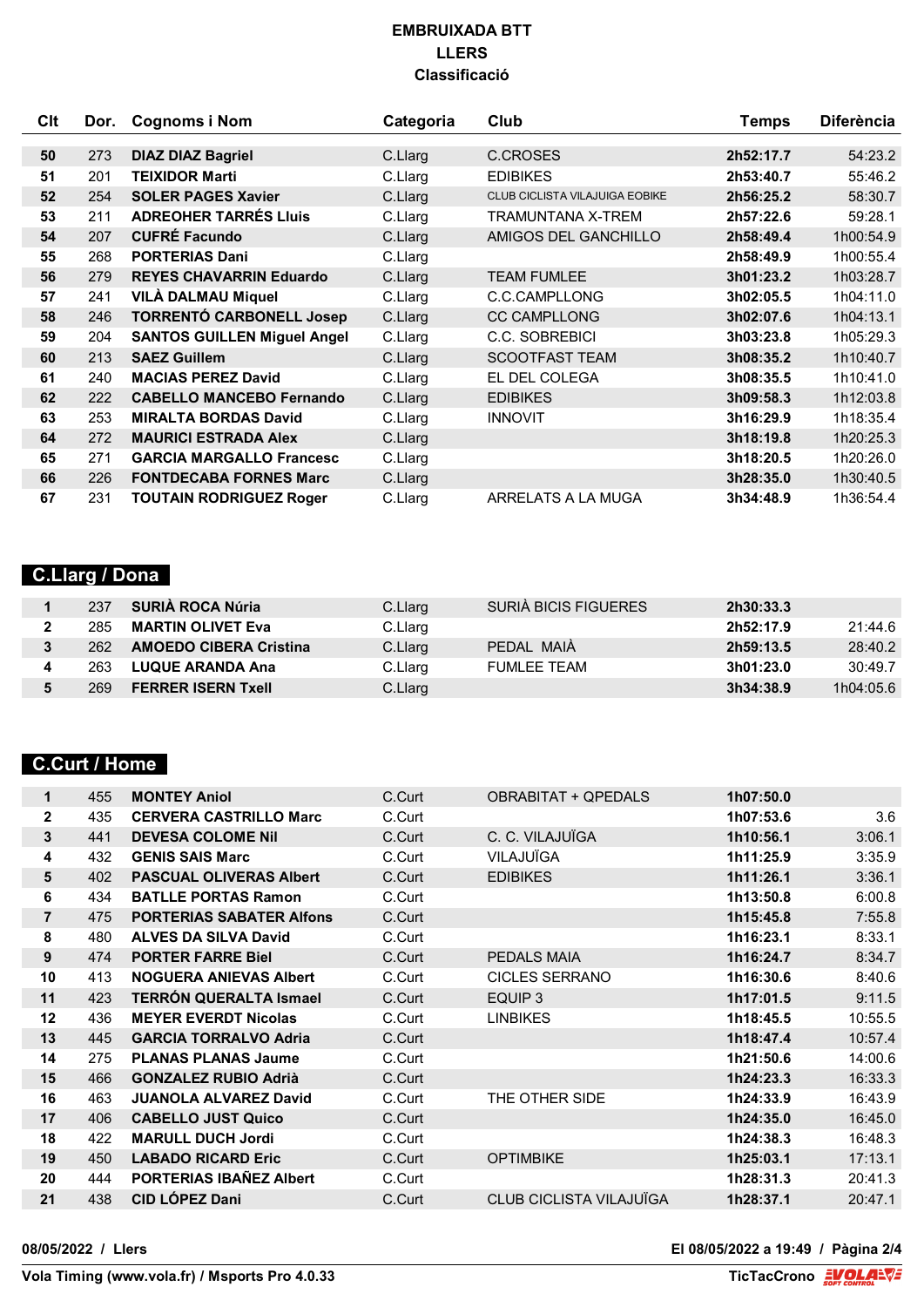# EMBRUIXADA BTT
## LLERS
### Classificació

| Clt | Dor. | Cognoms i Nom | Categoria | Club | Temps | Diferència |
|---|---|---|---|---|---|---|
| **50** | 273 | **DIAZ DIAZ Bagriel** | C.Llarg | C.CROSES | **2h52:17.7** | 54:23.2 |
| **51** | 201 | **TEIXIDOR Marti** | C.Llarg | EDIBIKES | **2h53:40.7** | 55:46.2 |
| **52** | 254 | **SOLER PAGES Xavier** | C.Llarg | CLUB CICLISTA VILAJUIGA EOBIKE | **2h56:25.2** | 58:30.7 |
| **53** | 211 | **ADREOHER TARRÉS Lluis** | C.Llarg | TRAMUNTANA X-TREM | **2h57:22.6** | 59:28.1 |
| **54** | 207 | **CUFRÉ Facundo** | C.Llarg | AMIGOS DEL GANCHILLO | **2h58:49.4** | 1h00:54.9 |
| **55** | 268 | **PORTERIAS Dani** | C.Llarg | | **2h58:49.9** | 1h00:55.4 |
| **56** | 279 | **REYES CHAVARRIN Eduardo** | C.Llarg | TEAM FUMLEE | **3h01:23.2** | 1h03:28.7 |
| **57** | 241 | **VILÀ DALMAU Miquel** | C.Llarg | C.C.CAMPLLONG | **3h02:05.5** | 1h04:11.0 |
| **58** | 246 | **TORRENTÓ CARBONELL Josep** | C.Llarg | CC CAMPLLONG | **3h02:07.6** | 1h04:13.1 |
| **59** | 204 | **SANTOS GUILLEN Miguel Angel** | C.Llarg | C.C. SOBREBICI | **3h03:23.8** | 1h05:29.3 |
| **60** | 213 | **SAEZ Guillem** | C.Llarg | SCOOTFAST TEAM | **3h08:35.2** | 1h10:40.7 |
| **61** | 240 | **MACIAS PEREZ David** | C.Llarg | EL DEL COLEGA | **3h08:35.5** | 1h10:41.0 |
| **62** | 222 | **CABELLO MANCEBO Fernando** | C.Llarg | EDIBIKES | **3h09:58.3** | 1h12:03.8 |
| **63** | 253 | **MIRALTA BORDAS David** | C.Llarg | INNOVIT | **3h16:29.9** | 1h18:35.4 |
| **64** | 272 | **MAURICI ESTRADA Alex** | C.Llarg | | **3h18:19.8** | 1h20:25.3 |
| **65** | 271 | **GARCIA MARGALLO Francesc** | C.Llarg | | **3h18:20.5** | 1h20:26.0 |
| **66** | 226 | **FONTDECABA FORNES Marc** | C.Llarg | | **3h28:35.0** | 1h30:40.5 |
| **67** | 231 | **TOUTAIN RODRIGUEZ Roger** | C.Llarg | ARRELATS A LA MUGA | **3h34:48.9** | 1h36:54.4 |

## C.Llarg / Dona

| Clt | Dor. | Cognoms i Nom | Categoria | Club | Temps | Diferència |
|---|---|---|---|---|---|---|
| **1** | 237 | **SURIÀ ROCA Núria** | C.Llarg | SURIÀ BICIS FIGUERES | **2h30:33.3** | |
| **2** | 285 | **MARTIN OLIVET Eva** | C.Llarg | | **2h52:17.9** | 21:44.6 |
| **3** | 262 | **AMOEDO CIBERA Cristina** | C.Llarg | PEDAL MAIÀ | **2h59:13.5** | 28:40.2 |
| **4** | 263 | **LUQUE ARANDA Ana** | C.Llarg | FUMLEE TEAM | **3h01:23.0** | 30:49.7 |
| **5** | 269 | **FERRER ISERN Txell** | C.Llarg | | **3h34:38.9** | 1h04:05.6 |

## C.Curt / Home

| Clt | Dor. | Cognoms i Nom | Categoria | Club | Temps | Diferència |
|---|---|---|---|---|---|---|
| **1** | 455 | **MONTEY Aniol** | C.Curt | OBRABITAT + QPEDALS | **1h07:50.0** | |
| **2** | 435 | **CERVERA CASTRILLO Marc** | C.Curt | | **1h07:53.6** | 3.6 |
| **3** | 441 | **DEVESA COLOME Nil** | C.Curt | C. C. VILAJUÏGA | **1h10:56.1** | 3:06.1 |
| **4** | 432 | **GENIS SAIS Marc** | C.Curt | VILAJUÏGA | **1h11:25.9** | 3:35.9 |
| **5** | 402 | **PASCUAL OLIVERAS Albert** | C.Curt | EDIBIKES | **1h11:26.1** | 3:36.1 |
| **6** | 434 | **BATLLE PORTAS Ramon** | C.Curt | | **1h13:50.8** | 6:00.8 |
| **7** | 475 | **PORTERIAS SABATER Alfons** | C.Curt | | **1h15:45.8** | 7:55.8 |
| **8** | 480 | **ALVES DA SILVA David** | C.Curt | | **1h16:23.1** | 8:33.1 |
| **9** | 474 | **PORTER FARRE Biel** | C.Curt | PEDALS MAIA | **1h16:24.7** | 8:34.7 |
| **10** | 413 | **NOGUERA ANIEVAS Albert** | C.Curt | CICLES SERRANO | **1h16:30.6** | 8:40.6 |
| **11** | 423 | **TERRÓN QUERALTA Ismael** | C.Curt | EQUIP 3 | **1h17:01.5** | 9:11.5 |
| **12** | 436 | **MEYER EVERDT Nicolas** | C.Curt | LINBIKES | **1h18:45.5** | 10:55.5 |
| **13** | 445 | **GARCIA TORRALVO Adria** | C.Curt | | **1h18:47.4** | 10:57.4 |
| **14** | 275 | **PLANAS PLANAS Jaume** | C.Curt | | **1h21:50.6** | 14:00.6 |
| **15** | 466 | **GONZALEZ RUBIO Adrià** | C.Curt | | **1h24:23.3** | 16:33.3 |
| **16** | 463 | **JUANOLA ALVAREZ David** | C.Curt | THE OTHER SIDE | **1h24:33.9** | 16:43.9 |
| **17** | 406 | **CABELLO JUST Quico** | C.Curt | | **1h24:35.0** | 16:45.0 |
| **18** | 422 | **MARULL DUCH Jordi** | C.Curt | | **1h24:38.3** | 16:48.3 |
| **19** | 450 | **LABADO RICARD Eric** | C.Curt | OPTIMBIKE | **1h25:03.1** | 17:13.1 |
| **20** | 444 | **PORTERIAS IBAÑEZ Albert** | C.Curt | | **1h28:31.3** | 20:41.3 |
| **21** | 438 | **CID LÓPEZ Dani** | C.Curt | CLUB CICLISTA VILAJUÏGA | **1h28:37.1** | 20:47.1 |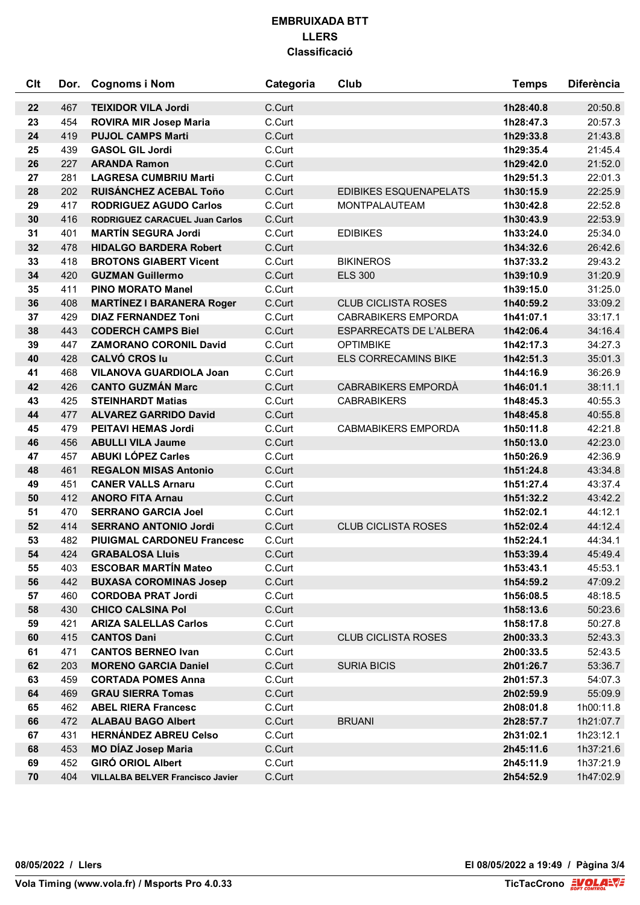**EMBRUIXADA BTT**
**LLERS**
**Classificació**

| Clt | Dor. | Cognoms i Nom | Categoria | Club | Temps | Diferència |
|---|---|---|---|---|---|---|
| **22** | 467 | **TEIXIDOR VILA Jordi** | C.Curt | | **1h28:40.8** | 20:50.8 |
| **23** | 454 | **ROVIRA MIR Josep Maria** | C.Curt | | **1h28:47.3** | 20:57.3 |
| **24** | 419 | **PUJOL CAMPS Marti** | C.Curt | | **1h29:33.8** | 21:43.8 |
| **25** | 439 | **GASOL GIL Jordi** | C.Curt | | **1h29:35.4** | 21:45.4 |
| **26** | 227 | **ARANDA Ramon** | C.Curt | | **1h29:42.0** | 21:52.0 |
| **27** | 281 | **LAGRESA CUMBRIU Marti** | C.Curt | | **1h29:51.3** | 22:01.3 |
| **28** | 202 | **RUISÁNCHEZ ACEBAL Toño** | C.Curt | EDIBIKES ESQUENAPELATS | **1h30:15.9** | 22:25.9 |
| **29** | 417 | **RODRIGUEZ AGUDO Carlos** | C.Curt | MONTPALAUTEAM | **1h30:42.8** | 22:52.8 |
| **30** | 416 | **RODRIGUEZ CARACUEL Juan Carlos** | C.Curt | | **1h30:43.9** | 22:53.9 |
| **31** | 401 | **MARTÍN SEGURA Jordi** | C.Curt | EDIBIKES | **1h33:24.0** | 25:34.0 |
| **32** | 478 | **HIDALGO BARDERA Robert** | C.Curt | | **1h34:32.6** | 26:42.6 |
| **33** | 418 | **BROTONS GIABERT Vicent** | C.Curt | BIKINEROS | **1h37:33.2** | 29:43.2 |
| **34** | 420 | **GUZMAN Guillermo** | C.Curt | ELS 300 | **1h39:10.9** | 31:20.9 |
| **35** | 411 | **PINO MORATO Manel** | C.Curt | | **1h39:15.0** | 31:25.0 |
| **36** | 408 | **MARTÍNEZ I BARANERA Roger** | C.Curt | CLUB CICLISTA ROSES | **1h40:59.2** | 33:09.2 |
| **37** | 429 | **DIAZ FERNANDEZ Toni** | C.Curt | CABRABIKERS EMPORDA | **1h41:07.1** | 33:17.1 |
| **38** | 443 | **CODERCH CAMPS Biel** | C.Curt | ESPARRECATS DE L'ALBERA | **1h42:06.4** | 34:16.4 |
| **39** | 447 | **ZAMORANO CORONIL David** | C.Curt | OPTIMBIKE | **1h42:17.3** | 34:27.3 |
| **40** | 428 | **CALVÓ CROS Iu** | C.Curt | ELS CORRECAMINS BIKE | **1h42:51.3** | 35:01.3 |
| **41** | 468 | **VILANOVA GUARDIOLA Joan** | C.Curt | | **1h44:16.9** | 36:26.9 |
| **42** | 426 | **CANTO GUZMÁN Marc** | C.Curt | CABRABIKERS EMPORDÀ | **1h46:01.1** | 38:11.1 |
| **43** | 425 | **STEINHARDT Matias** | C.Curt | CABRABIKERS | **1h48:45.3** | 40:55.3 |
| **44** | 477 | **ALVAREZ GARRIDO David** | C.Curt | | **1h48:45.8** | 40:55.8 |
| **45** | 479 | **PEITAVI HEMAS Jordi** | C.Curt | CABMABIKERS EMPORDA | **1h50:11.8** | 42:21.8 |
| **46** | 456 | **ABULLI VILA Jaume** | C.Curt | | **1h50:13.0** | 42:23.0 |
| **47** | 457 | **ABUKI LÓPEZ Carles** | C.Curt | | **1h50:26.9** | 42:36.9 |
| **48** | 461 | **REGALON MISAS Antonio** | C.Curt | | **1h51:24.8** | 43:34.8 |
| **49** | 451 | **CANER VALLS Arnaru** | C.Curt | | **1h51:27.4** | 43:37.4 |
| **50** | 412 | **ANORO FITA Arnau** | C.Curt | | **1h51:32.2** | 43:42.2 |
| **51** | 470 | **SERRANO GARCIA Joel** | C.Curt | | **1h52:02.1** | 44:12.1 |
| **52** | 414 | **SERRANO ANTONIO Jordi** | C.Curt | CLUB CICLISTA ROSES | **1h52:02.4** | 44:12.4 |
| **53** | 482 | **PIUIGMAL CARDONEU Francesc** | C.Curt | | **1h52:24.1** | 44:34.1 |
| **54** | 424 | **GRABALOSA Lluis** | C.Curt | | **1h53:39.4** | 45:49.4 |
| **55** | 403 | **ESCOBAR MARTÍN Mateo** | C.Curt | | **1h53:43.1** | 45:53.1 |
| **56** | 442 | **BUXASA COROMINAS Josep** | C.Curt | | **1h54:59.2** | 47:09.2 |
| **57** | 460 | **CORDOBA PRAT Jordi** | C.Curt | | **1h56:08.5** | 48:18.5 |
| **58** | 430 | **CHICO CALSINA Pol** | C.Curt | | **1h58:13.6** | 50:23.6 |
| **59** | 421 | **ARIZA SALELLAS Carlos** | C.Curt | | **1h58:17.8** | 50:27.8 |
| **60** | 415 | **CANTOS Dani** | C.Curt | CLUB CICLISTA ROSES | **2h00:33.3** | 52:43.3 |
| **61** | 471 | **CANTOS BERNEO Ivan** | C.Curt | | **2h00:33.5** | 52:43.5 |
| **62** | 203 | **MORENO GARCIA Daniel** | C.Curt | SURIA BICIS | **2h01:26.7** | 53:36.7 |
| **63** | 459 | **CORTADA POMES Anna** | C.Curt | | **2h01:57.3** | 54:07.3 |
| **64** | 469 | **GRAU SIERRA Tomas** | C.Curt | | **2h02:59.9** | 55:09.9 |
| **65** | 462 | **ABEL RIERA Francesc** | C.Curt | | **2h08:01.8** | 1h00:11.8 |
| **66** | 472 | **ALABAU BAGO Albert** | C.Curt | BRUANI | **2h28:57.7** | 1h21:07.7 |
| **67** | 431 | **HERNÁNDEZ ABREU Celso** | C.Curt | | **2h31:02.1** | 1h23:12.1 |
| **68** | 453 | **MO DÍAZ Josep Maria** | C.Curt | | **2h45:11.6** | 1h37:21.6 |
| **69** | 452 | **GIRÓ ORIOL Albert** | C.Curt | | **2h45:11.9** | 1h37:21.9 |
| **70** | 404 | **VILLALBA BELVER Francisco Javier** | C.Curt | | **2h54:52.9** | 1h47:02.9 |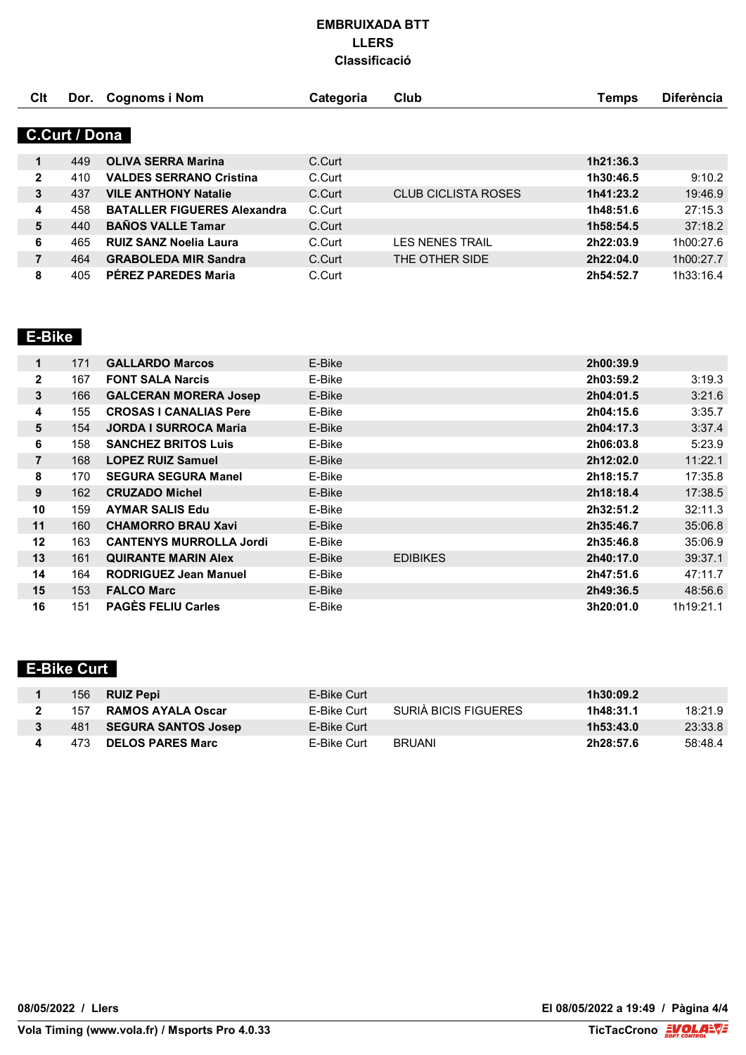# EMBRUIXADA BTT
## LLERS
## Classificació

## C.Curt / Dona

| Clt | Dor. | Cognoms i Nom | Categoria | Club | Temps | Diferència |
|---|---|---|---|---|---|---|
| 1 | 449 | **OLIVA SERRA Marina** | C.Curt | | **1h21:36.3** | |
| 2 | 410 | **VALDES SERRANO Cristina** | C.Curt | | **1h30:46.5** | 9:10.2 |
| 3 | 437 | **VILE ANTHONY Natalie** | C.Curt | CLUB CICLISTA ROSES | **1h41:23.2** | 19:46.9 |
| 4 | 458 | **BATALLER FIGUERES Alexandra** | C.Curt | | **1h48:51.6** | 27:15.3 |
| 5 | 440 | **BAÑOS VALLE Tamar** | C.Curt | | **1h58:54.5** | 37:18.2 |
| 6 | 465 | **RUIZ SANZ Noelia Laura** | C.Curt | LES NENES TRAIL | **2h22:03.9** | 1h00:27.6 |
| 7 | 464 | **GRABOLEDA MIR Sandra** | C.Curt | THE OTHER SIDE | **2h22:04.0** | 1h00:27.7 |
| 8 | 405 | **PÉREZ PAREDES Maria** | C.Curt | | **2h54:52.7** | 1h33:16.4 |

## E-Bike

| Clt | Dor. | Cognoms i Nom | Categoria | Club | Temps | Diferència |
|---|---|---|---|---|---|---|
| 1 | 171 | **GALLARDO Marcos** | E-Bike | | **2h00:39.9** | |
| 2 | 167 | **FONT SALA Narcis** | E-Bike | | **2h03:59.2** | 3:19.3 |
| 3 | 166 | **GALCERAN MORERA Josep** | E-Bike | | **2h04:01.5** | 3:21.6 |
| 4 | 155 | **CROSAS I CANALIAS Pere** | E-Bike | | **2h04:15.6** | 3:35.7 |
| 5 | 154 | **JORDA I SURROCA Maria** | E-Bike | | **2h04:17.3** | 3:37.4 |
| 6 | 158 | **SANCHEZ BRITOS Luis** | E-Bike | | **2h06:03.8** | 5:23.9 |
| 7 | 168 | **LOPEZ RUIZ Samuel** | E-Bike | | **2h12:02.0** | 11:22.1 |
| 8 | 170 | **SEGURA SEGURA Manel** | E-Bike | | **2h18:15.7** | 17:35.8 |
| 9 | 162 | **CRUZADO Michel** | E-Bike | | **2h18:18.4** | 17:38.5 |
| 10 | 159 | **AYMAR SALIS Edu** | E-Bike | | **2h32:51.2** | 32:11.3 |
| 11 | 160 | **CHAMORRO BRAU Xavi** | E-Bike | | **2h35:46.7** | 35:06.8 |
| 12 | 163 | **CANTENYS MURROLLA Jordi** | E-Bike | | **2h35:46.8** | 35:06.9 |
| 13 | 161 | **QUIRANTE MARIN Alex** | E-Bike | EDIBIKES | **2h40:17.0** | 39:37.1 |
| 14 | 164 | **RODRIGUEZ Jean Manuel** | E-Bike | | **2h47:51.6** | 47:11.7 |
| 15 | 153 | **FALCO Marc** | E-Bike | | **2h49:36.5** | 48:56.6 |
| 16 | 151 | **PAGÈS FELIU Carles** | E-Bike | | **3h20:01.0** | 1h19:21.1 |

## E-Bike Curt

| Clt | Dor. | Cognoms i Nom | Categoria | Club | Temps | Diferència |
|---|---|---|---|---|---|---|
| 1 | 156 | **RUIZ Pepi** | E-Bike Curt | | **1h30:09.2** | |
| 2 | 157 | **RAMOS AYALA Oscar** | E-Bike Curt | SURIÀ BICIS FIGUERES | **1h48:31.1** | 18:21.9 |
| 3 | 481 | **SEGURA SANTOS Josep** | E-Bike Curt | | **1h53:43.0** | 23:33.8 |
| 4 | 473 | **DELOS PARES Marc** | E-Bike Curt | BRUANI | **2h28:57.6** | 58:48.4 |